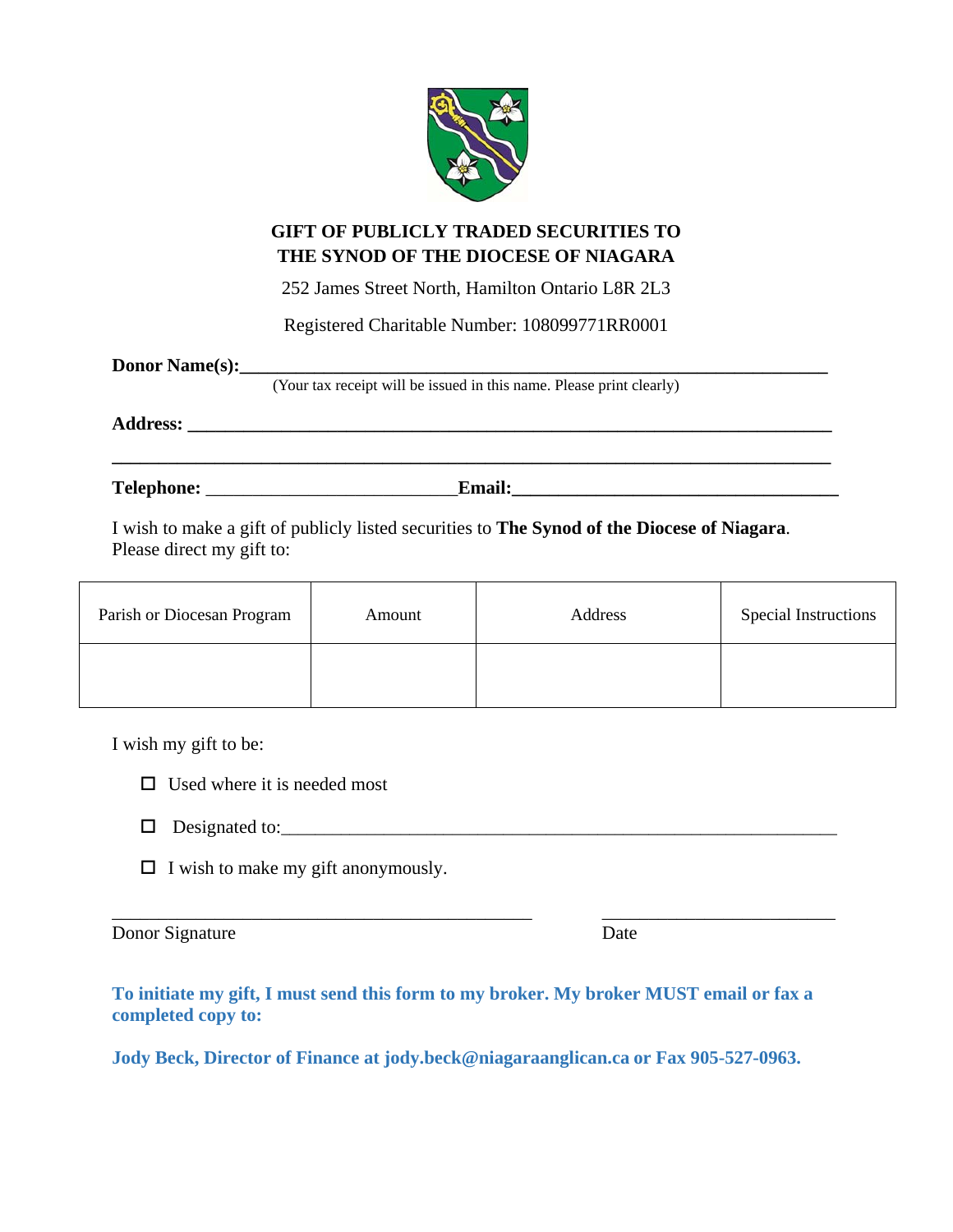**GIFT OF PUBLICLY TRADED SECURITIES TO THE SYNOD OF THE DIOCESE OF NIAGARA**

252 James Street North, Hamilton Ontario L8R 2L3

Registered Charitable Number: 108099771RR0001

**Donor Name(s):**______________________________________________________________

(Your tax receipt will be issued in this name. Please print clearly)

**Address:** ___________________________________________________________________

_____________________________________________________________________________

**Telephone:** ___________________________ **Email:**_________________________________

I wish to make a gift of publicly listed securities to **The Synod of the Diocese of Niagara**. Please direct my gift to:

| Parish or Diocesan Program | Amount | Address | Special Instructions |
|---|---|---|---|
| | | | |

I wish my gift to be:

- ☐ Used where it is needed most
- ☐ Designated to:_______________________________________________________________
- ☐ I wish to make my gift anonymously.

_______________________________________ _________________________

Donor Signature Date

**To initiate my gift, I must send this form to my broker. My broker MUST email or fax a completed copy to:**

**Jody Beck, Director of Finance at jody.beck@niagaraanglican.ca or Fax 905-527-0963.**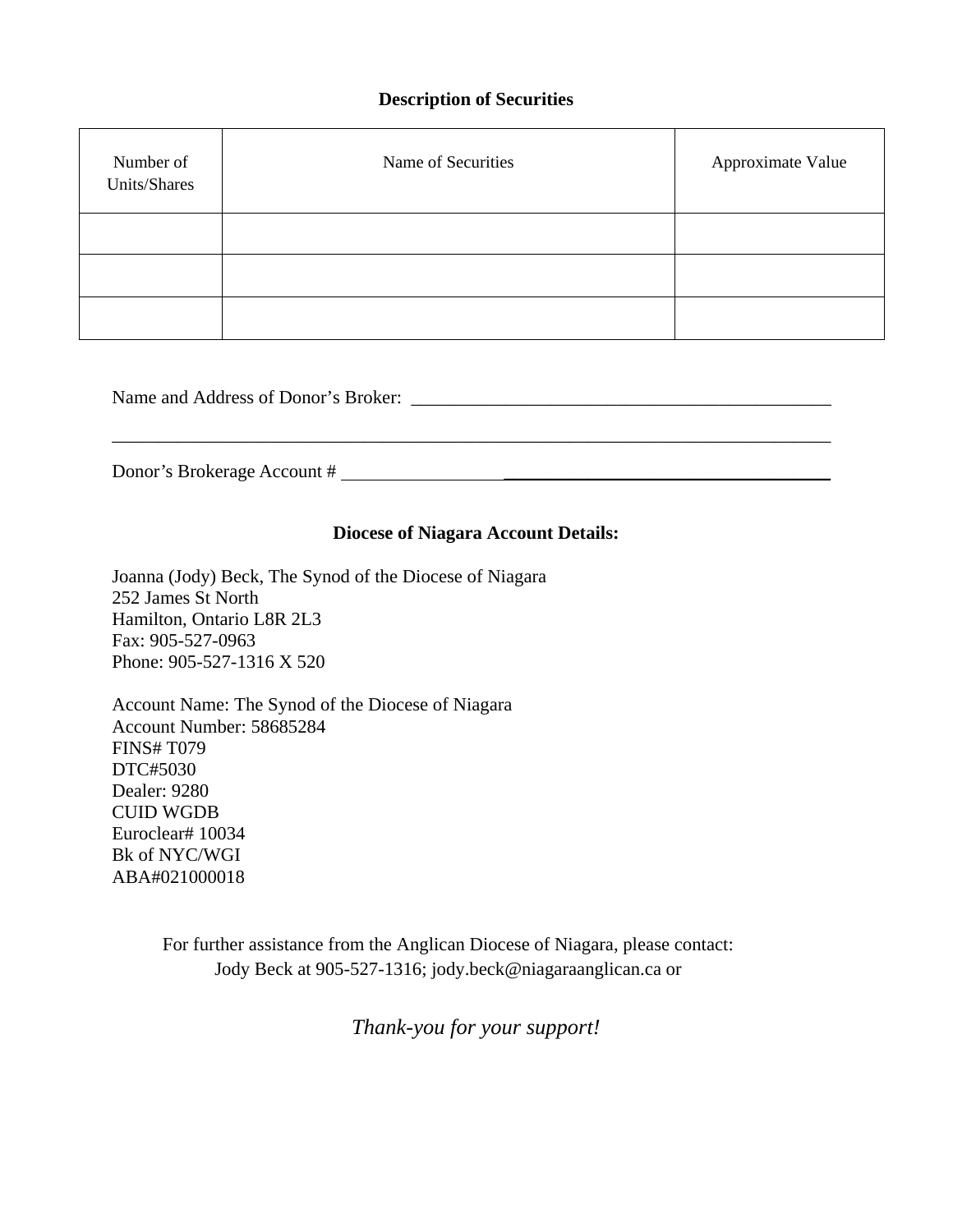### Description of Securities

| Number of Units/Shares | Name of Securities | Approximate Value |
| --- | --- | --- |
| | | |
| | | |
| | | |

Name and Address of Donor's Broker: ______________________________________________

________________________________________________________________________________

Donor's Brokerage Account # ____________________________________________________

### Diocese of Niagara Account Details:

Joanna (Jody) Beck, The Synod of the Diocese of Niagara
252 James St North
Hamilton, Ontario L8R 2L3
Fax: 905-527-0963
Phone: 905-527-1316 X 520

Account Name: The Synod of the Diocese of Niagara
Account Number: 58685284
FINS# T079
DTC#5030
Dealer: 9280
CUID WGDB
Euroclear# 10034
Bk of NYC/WGI
ABA#021000018

For further assistance from the Anglican Diocese of Niagara, please contact:
Jody Beck at 905-527-1316; jody.beck@niagaraanglican.ca or

*Thank-you for your support!*